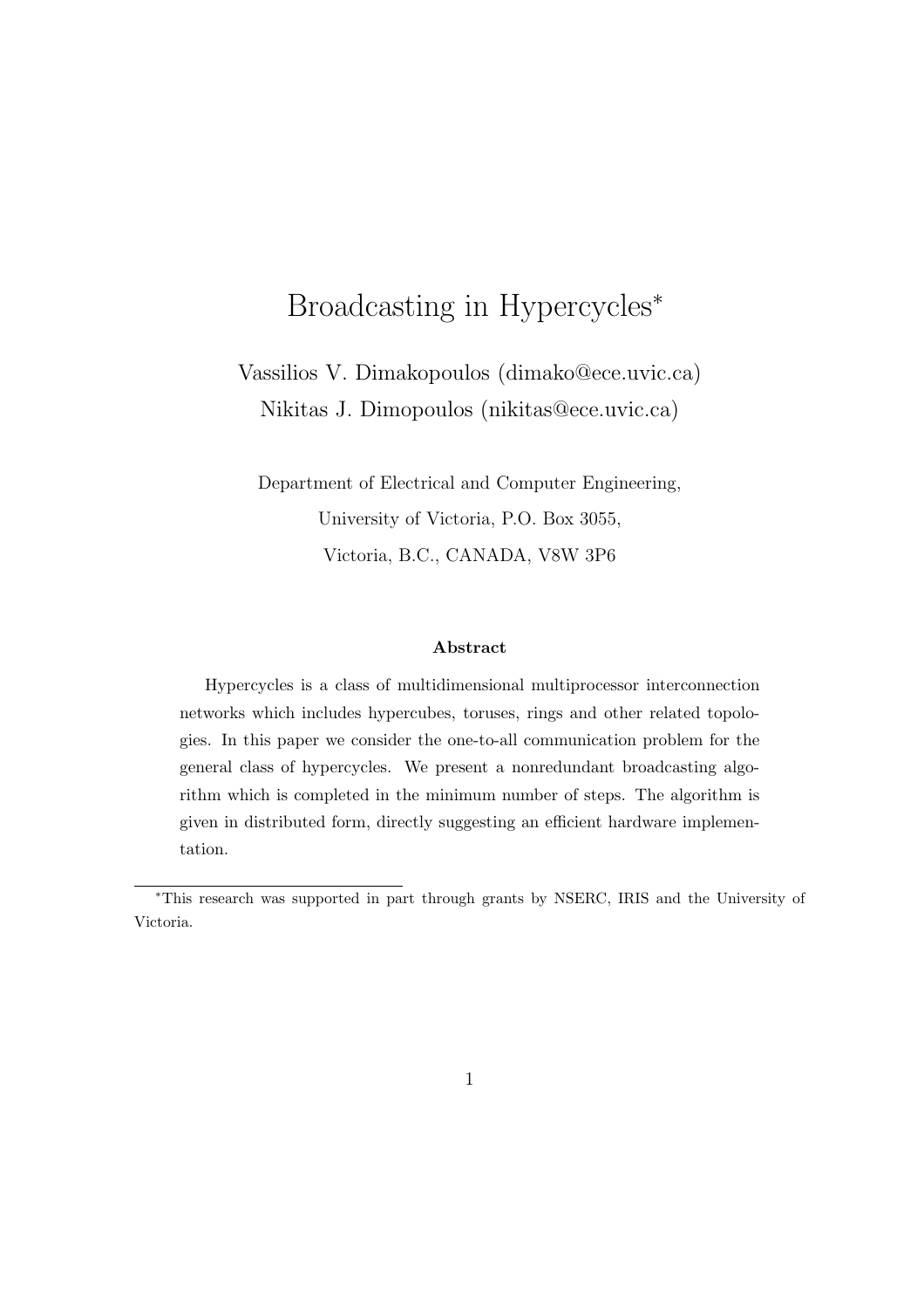# Broadcasting in Hypercycles*

Vassilios V. Dimakopoulos (dimako@ece.uvic.ca)
Nikitas J. Dimopoulos (nikitas@ece.uvic.ca)

Department of Electrical and Computer Engineering,
University of Victoria, P.O. Box 3055,
Victoria, B.C., CANADA, V8W 3P6

**Abstract**

Hypercycles is a class of multidimensional multiprocessor interconnection networks which includes hypercubes, toruses, rings and other related topologies. In this paper we consider the one-to-all communication problem for the general class of hypercycles. We present a nonredundant broadcasting algorithm which is completed in the minimum number of steps. The algorithm is given in distributed form, directly suggesting an efficient hardware implementation.

---

*This research was supported in part through grants by NSERC, IRIS and the University of Victoria.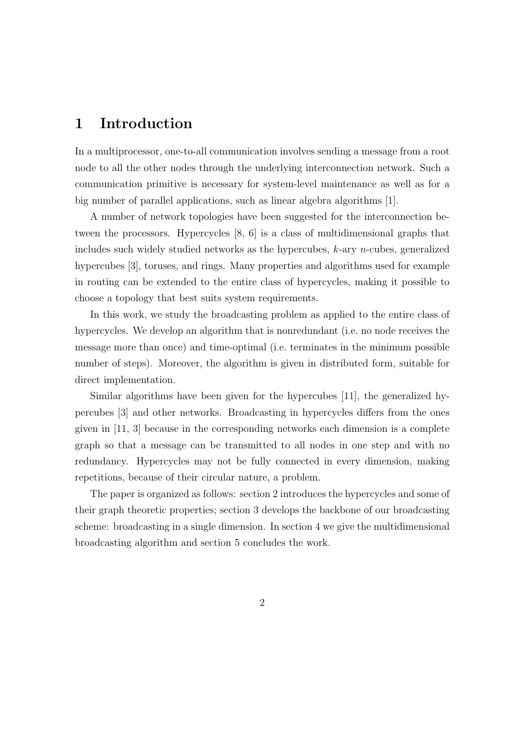# 1 Introduction

In a multiprocessor, one-to-all communication involves sending a message from a root node to all the other nodes through the underlying interconnection network. Such a communication primitive is necessary for system-level maintenance as well as for a big number of parallel applications, such as linear algebra algorithms [1].

A number of network topologies have been suggested for the interconnection between the processors. Hypercycles [8, 6] is a class of multidimensional graphs that includes such widely studied networks as the hypercubes, $k$-ary $n$-cubes, generalized hypercubes [3], toruses, and rings. Many properties and algorithms used for example in routing can be extended to the entire class of hypercycles, making it possible to choose a topology that best suits system requirements.

In this work, we study the broadcasting problem as applied to the entire class of hypercycles. We develop an algorithm that is nonredundant (i.e. no node receives the message more than once) and time-optimal (i.e. terminates in the minimum possible number of steps). Moreover, the algorithm is given in distributed form, suitable for direct implementation.

Similar algorithms have been given for the hypercubes [11], the generalized hypercubes [3] and other networks. Broadcasting in hypercycles differs from the ones given in [11, 3] because in the corresponding networks each dimension is a complete graph so that a message can be transmitted to all nodes in one step and with no redundancy. Hypercycles may not be fully connected in every dimension, making repetitions, because of their circular nature, a problem.

The paper is organized as follows: section 2 introduces the hypercycles and some of their graph theoretic properties; section 3 develops the backbone of our broadcasting scheme: broadcasting in a single dimension. In section 4 we give the multidimensional broadcasting algorithm and section 5 concludes the work.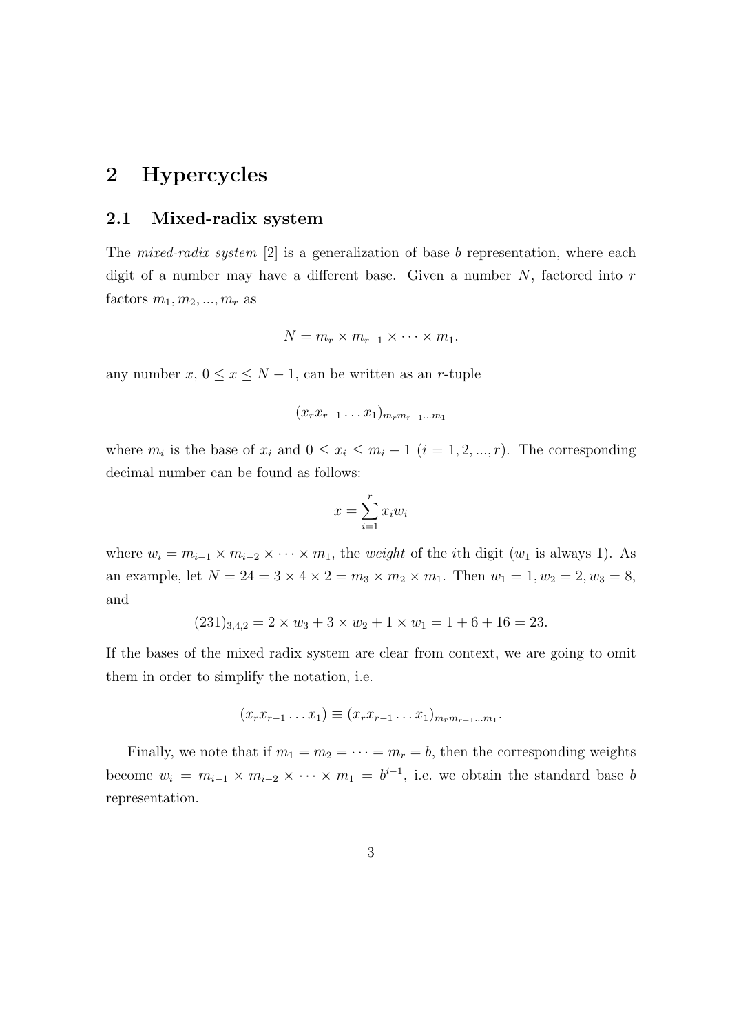# 2 Hypercycles

## 2.1 Mixed-radix system

The *mixed-radix system* [2] is a generalization of base $b$ representation, where each digit of a number may have a different base. Given a number $N$, factored into $r$ factors $m_1, m_2, ..., m_r$ as

$$N = m_r \times m_{r-1} \times \cdots \times m_1,$$

any number $x$, $0 \leq x \leq N-1$, can be written as an $r$-tuple

$$(x_r x_{r-1} \ldots x_1)_{m_r m_{r-1} \ldots m_1}$$

where $m_i$ is the base of $x_i$ and $0 \leq x_i \leq m_i - 1$ ($i = 1, 2, ..., r$). The corresponding decimal number can be found as follows:

$$x = \sum_{i=1}^{r} x_i w_i$$

where $w_i = m_{i-1} \times m_{i-2} \times \cdots \times m_1$, the *weight* of the $i$th digit ($w_1$ is always 1). As an example, let $N = 24 = 3 \times 4 \times 2 = m_3 \times m_2 \times m_1$. Then $w_1 = 1, w_2 = 2, w_3 = 8$, and

$$(231)_{3,4,2} = 2 \times w_3 + 3 \times w_2 + 1 \times w_1 = 1 + 6 + 16 = 23.$$

If the bases of the mixed radix system are clear from context, we are going to omit them in order to simplify the notation, i.e.

$$(x_r x_{r-1} \ldots x_1) \equiv (x_r x_{r-1} \ldots x_1)_{m_r m_{r-1} \ldots m_1}.$$

Finally, we note that if $m_1 = m_2 = \cdots = m_r = b$, then the corresponding weights become $w_i = m_{i-1} \times m_{i-2} \times \cdots \times m_1 = b^{i-1}$, i.e. we obtain the standard base $b$ representation.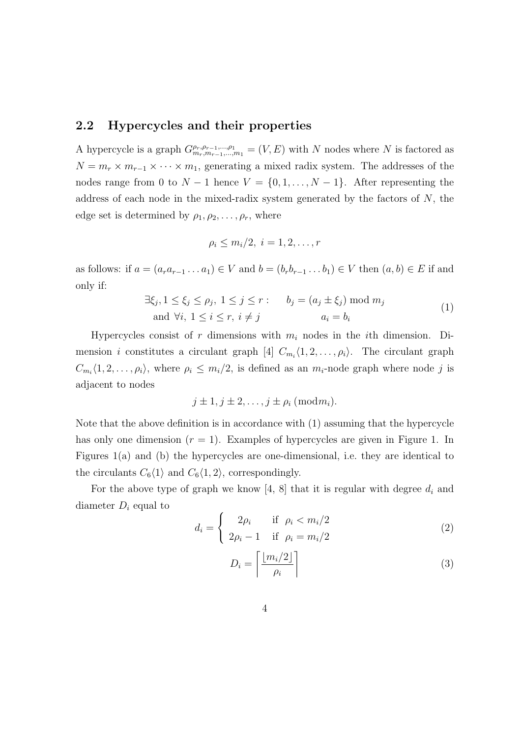## 2.2 Hypercycles and their properties

A hypercycle is a graph $G^{\rho_r,\rho_{r-1},\ldots,\rho_1}_{m_r,m_{r-1},\ldots,m_1} = (V, E)$ with $N$ nodes where $N$ is factored as $N = m_r \times m_{r-1} \times \cdots \times m_1$, generating a mixed radix system. The addresses of the nodes range from 0 to $N-1$ hence $V = \{0, 1, \ldots, N-1\}$. After representing the address of each node in the mixed-radix system generated by the factors of $N$, the edge set is determined by $\rho_1, \rho_2, \ldots, \rho_r$, where

$$\rho_i \leq m_i/2,\ i = 1, 2, \ldots, r$$

as follows: if $a = (a_r a_{r-1} \ldots a_1) \in V$ and $b = (b_r b_{r-1} \ldots b_1) \in V$ then $(a, b) \in E$ if and only if:

$$\begin{aligned} &\exists \xi_j, 1 \leq \xi_j \leq \rho_j,\ 1 \leq j \leq r: \quad && b_j = (a_j \pm \xi_j) \bmod m_j \\ &\text{and } \forall i,\ 1 \leq i \leq r,\ i \neq j && a_i = b_i \end{aligned} \tag{1}$$

Hypercycles consist of $r$ dimensions with $m_i$ nodes in the $i$th dimension. Dimension $i$ constitutes a circulant graph [4] $C_{m_i}\langle 1, 2, \ldots, \rho_i \rangle$. The circulant graph $C_{m_i}\langle 1, 2, \ldots, \rho_i \rangle$, where $\rho_i \leq m_i/2$, is defined as an $m_i$-node graph where node $j$ is adjacent to nodes

$$j \pm 1, j \pm 2, \ldots, j \pm \rho_i \ (\text{mod} m_i).$$

Note that the above definition is in accordance with (1) assuming that the hypercycle has only one dimension ($r = 1$). Examples of hypercycles are given in Figure 1. In Figures 1(a) and (b) the hypercycles are one-dimensional, i.e. they are identical to the circulants $C_6\langle 1 \rangle$ and $C_6\langle 1, 2 \rangle$, correspondingly.

For the above type of graph we know [4, 8] that it is regular with degree $d_i$ and diameter $D_i$ equal to

$$d_i = \begin{cases} 2\rho_i & \text{if } \rho_i < m_i/2 \\ 2\rho_i - 1 & \text{if } \rho_i = m_i/2 \end{cases} \tag{2}$$

$$D_i = \left\lceil \frac{\lfloor m_i/2 \rfloor}{\rho_i} \right\rceil \tag{3}$$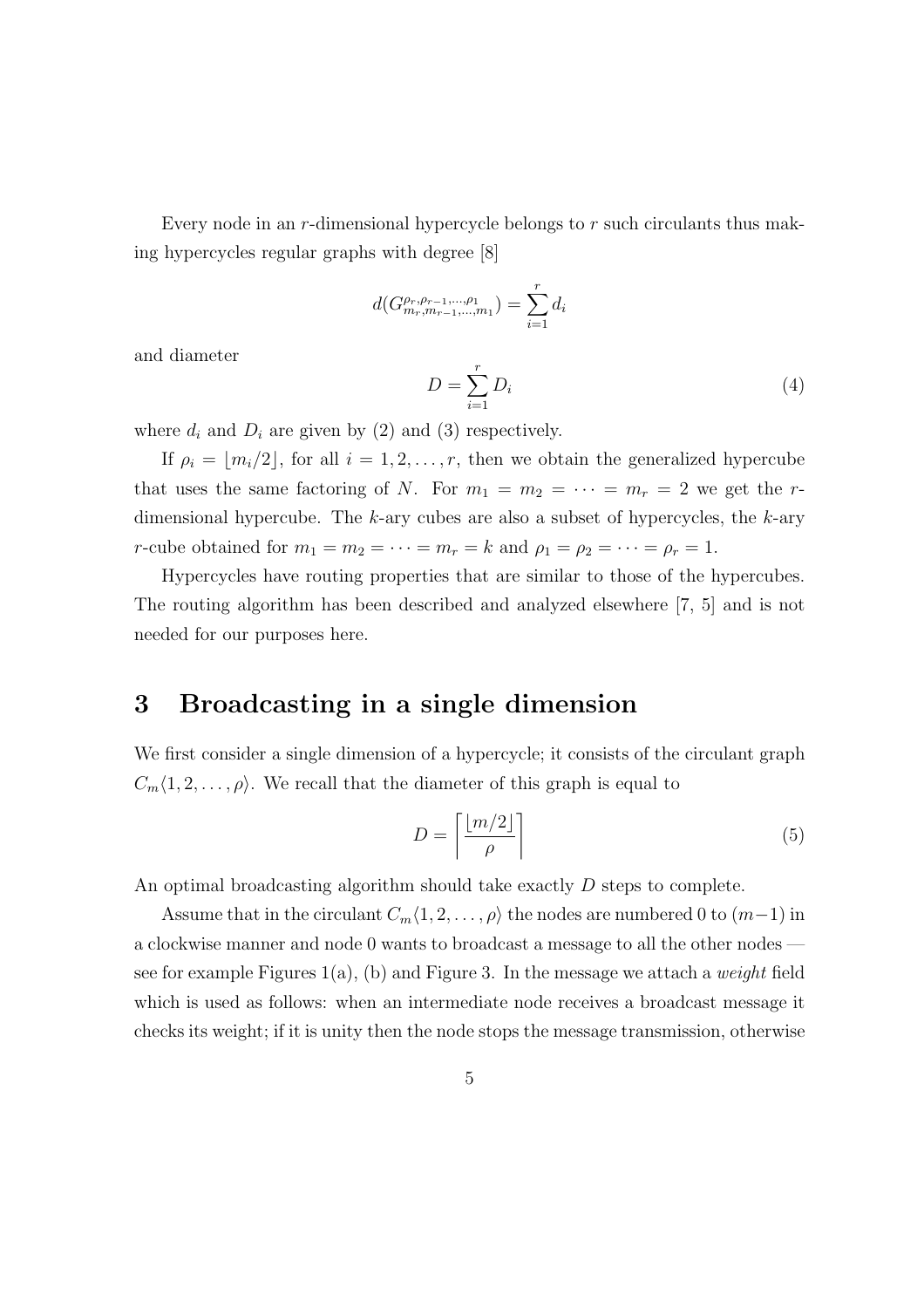Every node in an $r$-dimensional hypercycle belongs to $r$ such circulants thus making hypercycles regular graphs with degree [8]

$$d(G^{\rho_r,\rho_{r-1},\ldots,\rho_1}_{m_r,m_{r-1},\ldots,m_1}) = \sum_{i=1}^{r} d_i$$

and diameter

$$D = \sum_{i=1}^{r} D_i \tag{4}$$

where $d_i$ and $D_i$ are given by (2) and (3) respectively.

If $\rho_i = \lfloor m_i/2 \rfloor$, for all $i = 1, 2, \ldots, r$, then we obtain the generalized hypercube that uses the same factoring of $N$. For $m_1 = m_2 = \cdots = m_r = 2$ we get the $r$-dimensional hypercube. The $k$-ary cubes are also a subset of hypercycles, the $k$-ary $r$-cube obtained for $m_1 = m_2 = \cdots = m_r = k$ and $\rho_1 = \rho_2 = \cdots = \rho_r = 1$.

Hypercycles have routing properties that are similar to those of the hypercubes. The routing algorithm has been described and analyzed elsewhere [7, 5] and is not needed for our purposes here.

# 3 Broadcasting in a single dimension

We first consider a single dimension of a hypercycle; it consists of the circulant graph $C_m\langle 1, 2, \ldots, \rho \rangle$. We recall that the diameter of this graph is equal to

$$D = \left\lceil \frac{\lfloor m/2 \rfloor}{\rho} \right\rceil \tag{5}$$

An optimal broadcasting algorithm should take exactly $D$ steps to complete.

Assume that in the circulant $C_m\langle 1, 2, \ldots, \rho \rangle$ the nodes are numbered 0 to $(m-1)$ in a clockwise manner and node 0 wants to broadcast a message to all the other nodes — see for example Figures 1(a), (b) and Figure 3. In the message we attach a *weight* field which is used as follows: when an intermediate node receives a broadcast message it checks its weight; if it is unity then the node stops the message transmission, otherwise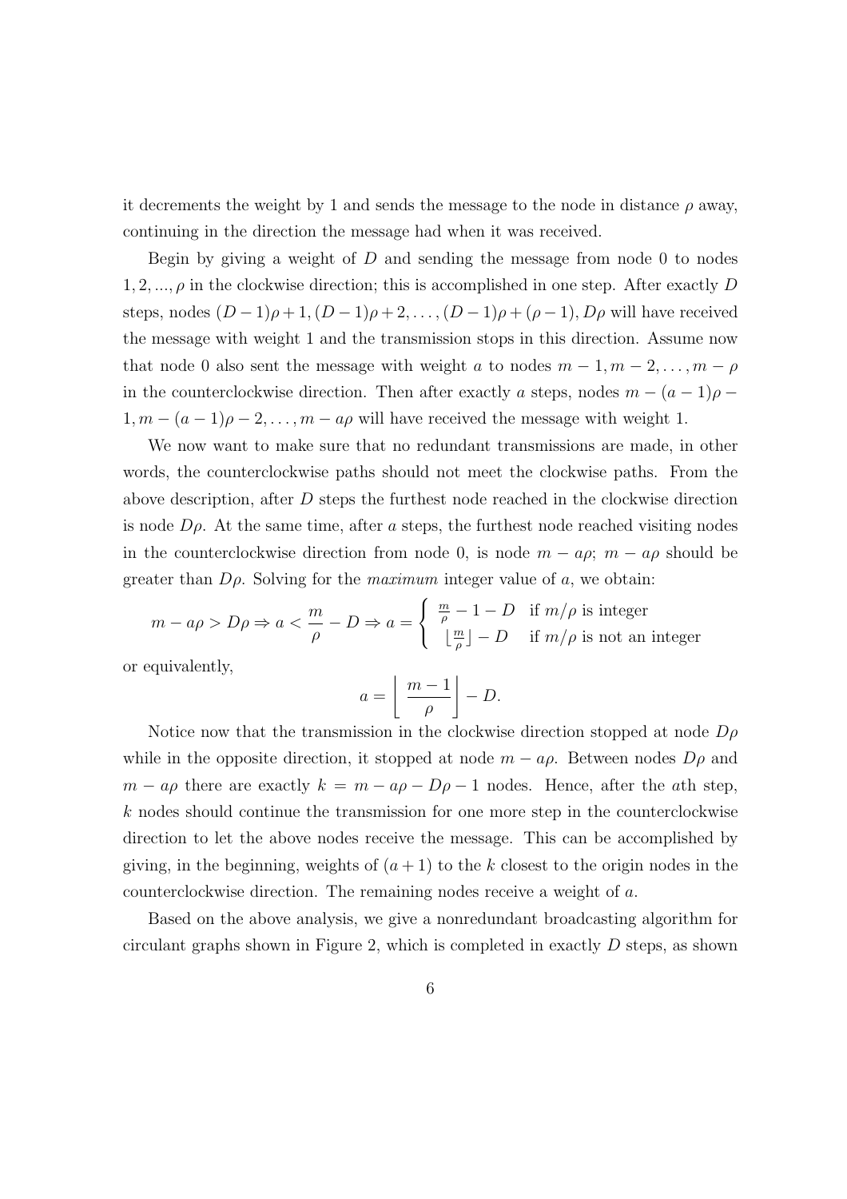it decrements the weight by 1 and sends the message to the node in distance $\rho$ away, continuing in the direction the message had when it was received.

Begin by giving a weight of $D$ and sending the message from node 0 to nodes $1, 2, ..., \rho$ in the clockwise direction; this is accomplished in one step. After exactly $D$ steps, nodes $(D-1)\rho+1, (D-1)\rho+2, \ldots, (D-1)\rho+(\rho-1), D\rho$ will have received the message with weight 1 and the transmission stops in this direction. Assume now that node 0 also sent the message with weight $a$ to nodes $m-1, m-2, \ldots, m-\rho$ in the counterclockwise direction. Then after exactly $a$ steps, nodes $m-(a-1)\rho-1, m-(a-1)\rho-2, \ldots, m-a\rho$ will have received the message with weight 1.

We now want to make sure that no redundant transmissions are made, in other words, the counterclockwise paths should not meet the clockwise paths. From the above description, after $D$ steps the furthest node reached in the clockwise direction is node $D\rho$. At the same time, after $a$ steps, the furthest node reached visiting nodes in the counterclockwise direction from node 0, is node $m-a\rho$; $m-a\rho$ should be greater than $D\rho$. Solving for the *maximum* integer value of $a$, we obtain:

$$m - a\rho > D\rho \Rightarrow a < \frac{m}{\rho} - D \Rightarrow a = \begin{cases} \frac{m}{\rho} - 1 - D & \text{if } m/\rho \text{ is integer} \\ \lfloor \frac{m}{\rho} \rfloor - D & \text{if } m/\rho \text{ is not an integer} \end{cases}$$

or equivalently,

$$a = \left\lfloor \frac{m-1}{\rho} \right\rfloor - D.$$

Notice now that the transmission in the clockwise direction stopped at node $D\rho$ while in the opposite direction, it stopped at node $m-a\rho$. Between nodes $D\rho$ and $m-a\rho$ there are exactly $k = m - a\rho - D\rho - 1$ nodes. Hence, after the $a$th step, $k$ nodes should continue the transmission for one more step in the counterclockwise direction to let the above nodes receive the message. This can be accomplished by giving, in the beginning, weights of $(a+1)$ to the $k$ closest to the origin nodes in the counterclockwise direction. The remaining nodes receive a weight of $a$.

Based on the above analysis, we give a nonredundant broadcasting algorithm for circulant graphs shown in Figure 2, which is completed in exactly $D$ steps, as shown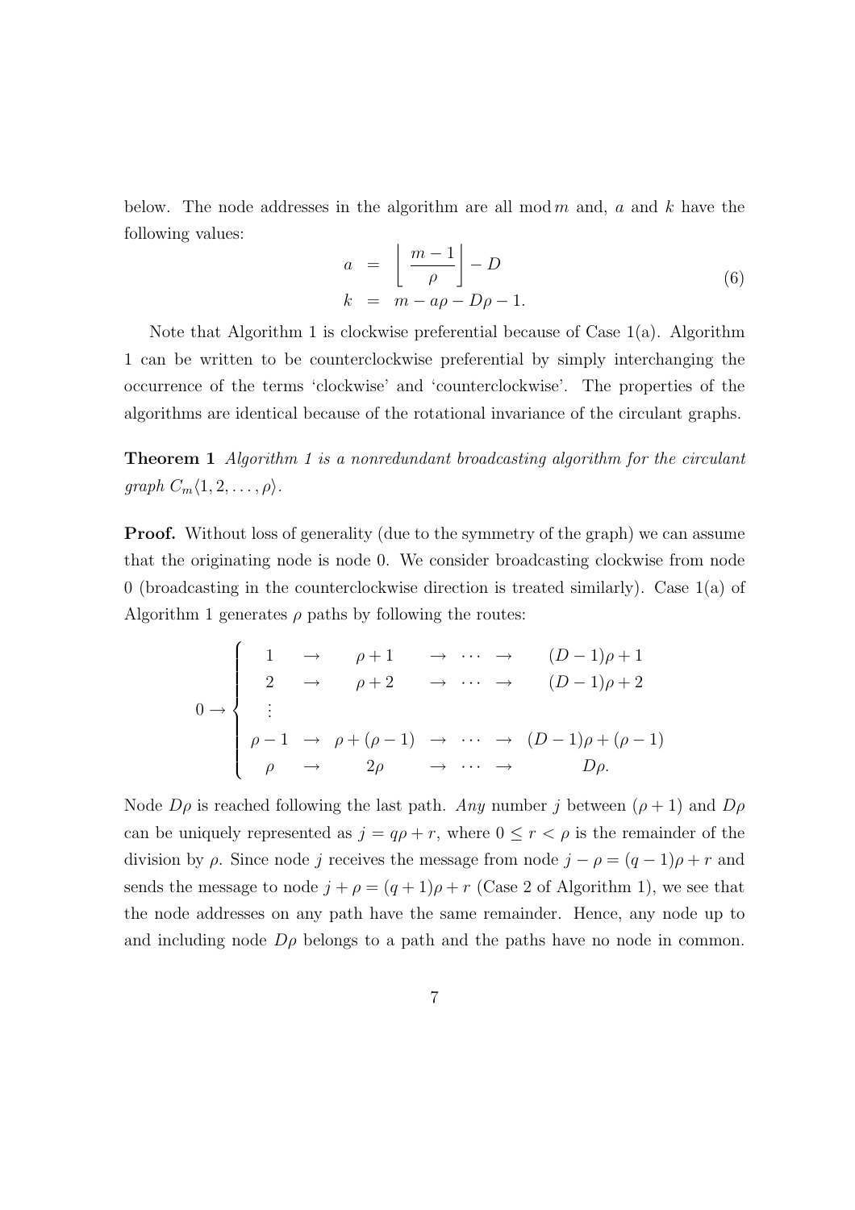below. The node addresses in the algorithm are all $\bmod\, m$ and, $a$ and $k$ have the following values:

$$
\begin{aligned}
a &= \left\lfloor \frac{m-1}{\rho} \right\rfloor - D \\
k &= m - a\rho - D\rho - 1.
\end{aligned}
\tag{6}
$$

Note that Algorithm 1 is clockwise preferential because of Case 1(a). Algorithm 1 can be written to be counterclockwise preferential by simply interchanging the occurrence of the terms 'clockwise' and 'counterclockwise'. The properties of the algorithms are identical because of the rotational invariance of the circulant graphs.

**Theorem 1** *Algorithm 1 is a nonredundant broadcasting algorithm for the circulant graph $C_m\langle 1, 2, \ldots, \rho\rangle$.*

**Proof.** Without loss of generality (due to the symmetry of the graph) we can assume that the originating node is node 0. We consider broadcasting clockwise from node 0 (broadcasting in the counterclockwise direction is treated similarly). Case 1(a) of Algorithm 1 generates $\rho$ paths by following the routes:

$$
0 \rightarrow \left\{
\begin{array}{ccccccc}
1 & \rightarrow & \rho+1 & \rightarrow & \cdots & \rightarrow & (D-1)\rho+1 \\
2 & \rightarrow & \rho+2 & \rightarrow & \cdots & \rightarrow & (D-1)\rho+2 \\
\vdots & & & & & & \\
\rho-1 & \rightarrow & \rho+(\rho-1) & \rightarrow & \cdots & \rightarrow & (D-1)\rho+(\rho-1) \\
\rho & \rightarrow & 2\rho & \rightarrow & \cdots & \rightarrow & D\rho.
\end{array}
\right.
$$

Node $D\rho$ is reached following the last path. *Any* number $j$ between $(\rho+1)$ and $D\rho$ can be uniquely represented as $j = q\rho + r$, where $0 \leq r < \rho$ is the remainder of the division by $\rho$. Since node $j$ receives the message from node $j - \rho = (q-1)\rho + r$ and sends the message to node $j + \rho = (q+1)\rho + r$ (Case 2 of Algorithm 1), we see that the node addresses on any path have the same remainder. Hence, any node up to and including node $D\rho$ belongs to a path and the paths have no node in common.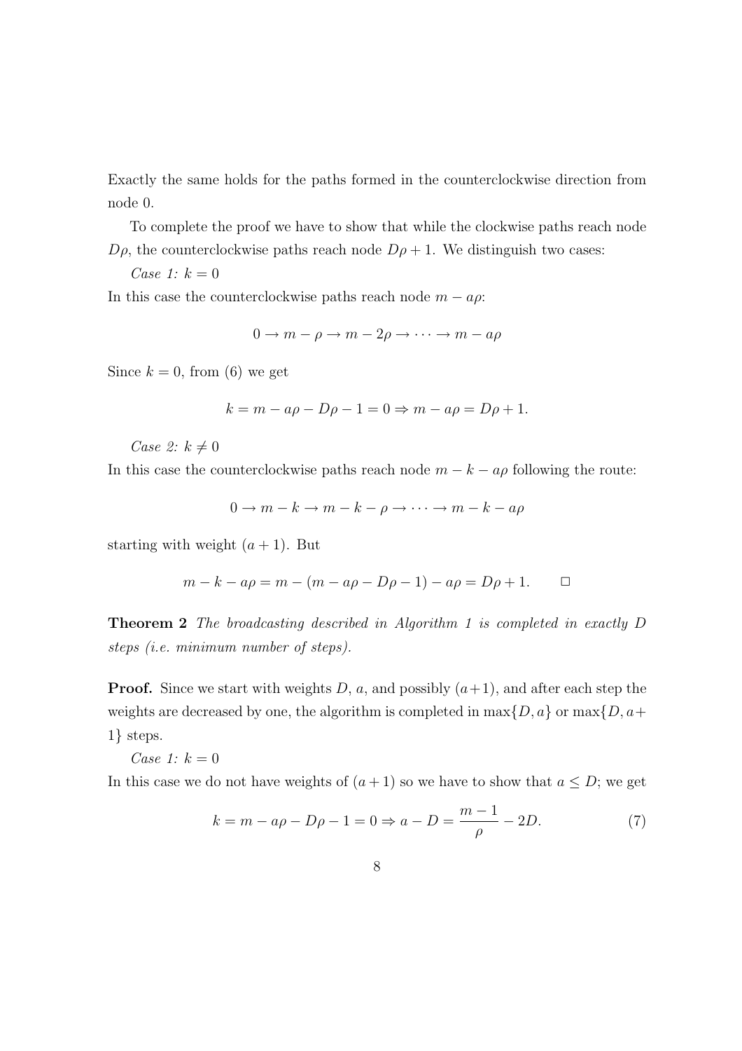Exactly the same holds for the paths formed in the counterclockwise direction from node 0.

To complete the proof we have to show that while the clockwise paths reach node $D\rho$, the counterclockwise paths reach node $D\rho + 1$. We distinguish two cases:

*Case 1:* $k = 0$

In this case the counterclockwise paths reach node $m - a\rho$:

$$0 \rightarrow m - \rho \rightarrow m - 2\rho \rightarrow \cdots \rightarrow m - a\rho$$

Since $k = 0$, from (6) we get

$$k = m - a\rho - D\rho - 1 = 0 \Rightarrow m - a\rho = D\rho + 1.$$

*Case 2:* $k \neq 0$

In this case the counterclockwise paths reach node $m - k - a\rho$ following the route:

$$0 \rightarrow m - k \rightarrow m - k - \rho \rightarrow \cdots \rightarrow m - k - a\rho$$

starting with weight $(a + 1)$. But

$$m - k - a\rho = m - (m - a\rho - D\rho - 1) - a\rho = D\rho + 1. \qquad \square$$

**Theorem 2** *The broadcasting described in Algorithm 1 is completed in exactly $D$ steps (i.e. minimum number of steps).*

**Proof.** Since we start with weights $D$, $a$, and possibly $(a+1)$, and after each step the weights are decreased by one, the algorithm is completed in $\max\{D, a\}$ or $\max\{D, a+1\}$ steps.

*Case 1:* $k = 0$

In this case we do not have weights of $(a + 1)$ so we have to show that $a \leq D$; we get

$$k = m - a\rho - D\rho - 1 = 0 \Rightarrow a - D = \frac{m-1}{\rho} - 2D. \tag{7}$$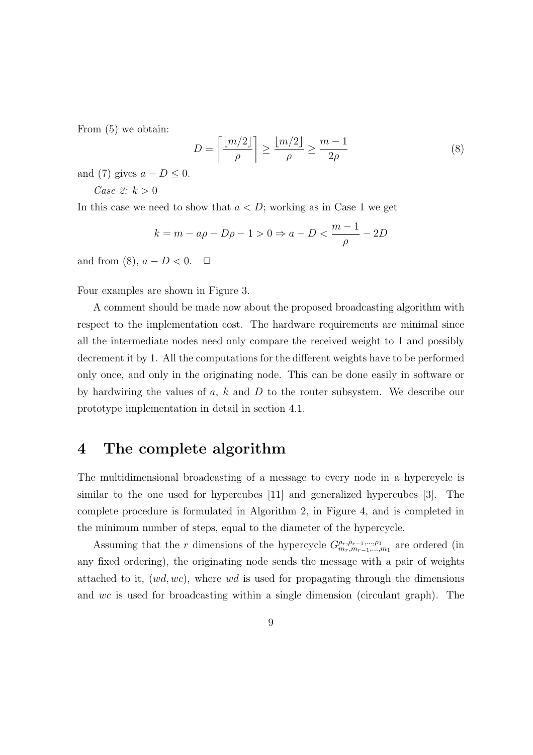From (5) we obtain:

$$D = \left\lceil \frac{\lfloor m/2 \rfloor}{\rho} \right\rceil \geq \frac{\lfloor m/2 \rfloor}{\rho} \geq \frac{m-1}{2\rho} \tag{8}$$

and (7) gives $a - D \leq 0$.

*Case 2: $k > 0$*

In this case we need to show that $a < D$; working as in Case 1 we get

$$k = m - a\rho - D\rho - 1 > 0 \Rightarrow a - D < \frac{m-1}{\rho} - 2D$$

and from (8), $a - D < 0$. □

Four examples are shown in Figure 3.

A comment should be made now about the proposed broadcasting algorithm with respect to the implementation cost. The hardware requirements are minimal since all the intermediate nodes need only compare the received weight to 1 and possibly decrement it by 1. All the computations for the different weights have to be performed only once, and only in the originating node. This can be done easily in software or by hardwiring the values of $a$, $k$ and $D$ to the router subsystem. We describe our prototype implementation in detail in section 4.1.

# 4 The complete algorithm

The multidimensional broadcasting of a message to every node in a hypercycle is similar to the one used for hypercubes [11] and generalized hypercubes [3]. The complete procedure is formulated in Algorithm 2, in Figure 4, and is completed in the minimum number of steps, equal to the diameter of the hypercycle.

Assuming that the $r$ dimensions of the hypercycle $G^{\rho_r,\rho_{r-1},\ldots,\rho_1}_{m_r,m_{r-1},\ldots,m_1}$ are ordered (in any fixed ordering), the originating node sends the message with a pair of weights attached to it, $(wd, wc)$, where $wd$ is used for propagating through the dimensions and $wc$ is used for broadcasting within a single dimension (circulant graph). The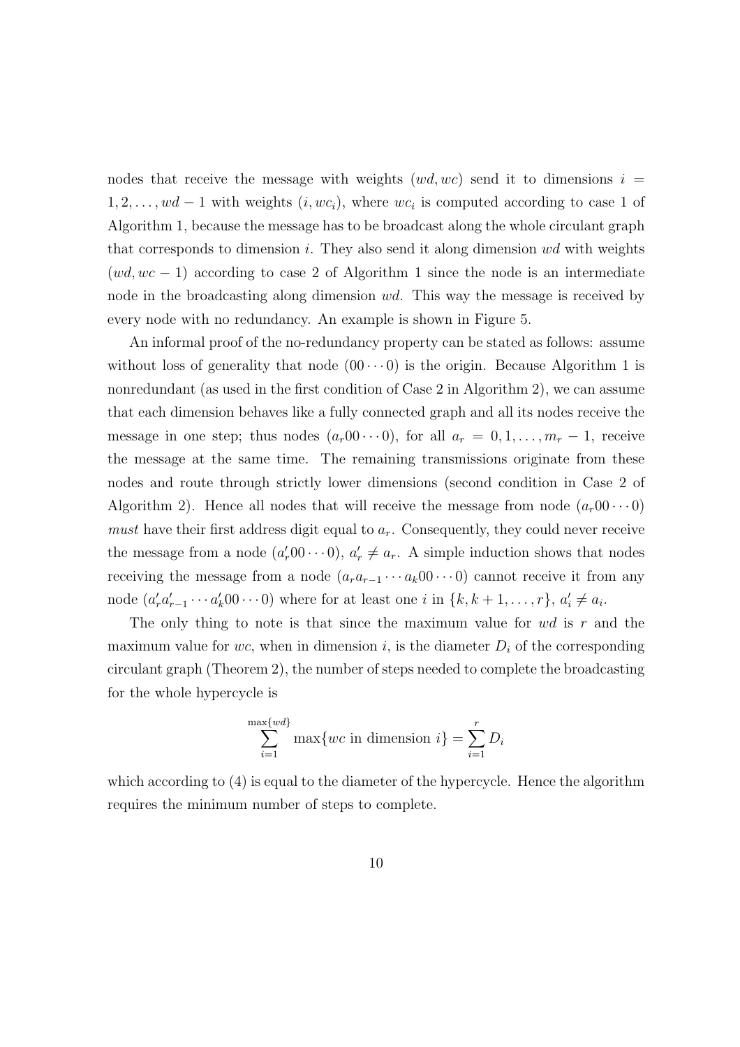nodes that receive the message with weights $(wd, wc)$ send it to dimensions $i = 1, 2, \ldots, wd-1$ with weights $(i, wc_i)$, where $wc_i$ is computed according to case 1 of Algorithm 1, because the message has to be broadcast along the whole circulant graph that corresponds to dimension $i$. They also send it along dimension $wd$ with weights $(wd, wc-1)$ according to case 2 of Algorithm 1 since the node is an intermediate node in the broadcasting along dimension $wd$. This way the message is received by every node with no redundancy. An example is shown in Figure 5.

An informal proof of the no-redundancy property can be stated as follows: assume without loss of generality that node $(00\cdots0)$ is the origin. Because Algorithm 1 is nonredundant (as used in the first condition of Case 2 in Algorithm 2), we can assume that each dimension behaves like a fully connected graph and all its nodes receive the message in one step; thus nodes $(a_r00\cdots0)$, for all $a_r = 0, 1, \ldots, m_r - 1$, receive the message at the same time. The remaining transmissions originate from these nodes and route through strictly lower dimensions (second condition in Case 2 of Algorithm 2). Hence all nodes that will receive the message from node $(a_r00\cdots0)$ *must* have their first address digit equal to $a_r$. Consequently, they could never receive the message from a node $(a'_r00\cdots0)$, $a'_r \neq a_r$. A simple induction shows that nodes receiving the message from a node $(a_ra_{r-1}\cdots a_k00\cdots0)$ cannot receive it from any node $(a'_ra'_{r-1}\cdots a'_k00\cdots0)$ where for at least one $i$ in $\{k, k+1, \ldots, r\}$, $a'_i \neq a_i$.

The only thing to note is that since the maximum value for $wd$ is $r$ and the maximum value for $wc$, when in dimension $i$, is the diameter $D_i$ of the corresponding circulant graph (Theorem 2), the number of steps needed to complete the broadcasting for the whole hypercycle is

$$\sum_{i=1}^{\max\{wd\}} \max\{wc \text{ in dimension } i\} = \sum_{i=1}^{r} D_i$$

which according to (4) is equal to the diameter of the hypercycle. Hence the algorithm requires the minimum number of steps to complete.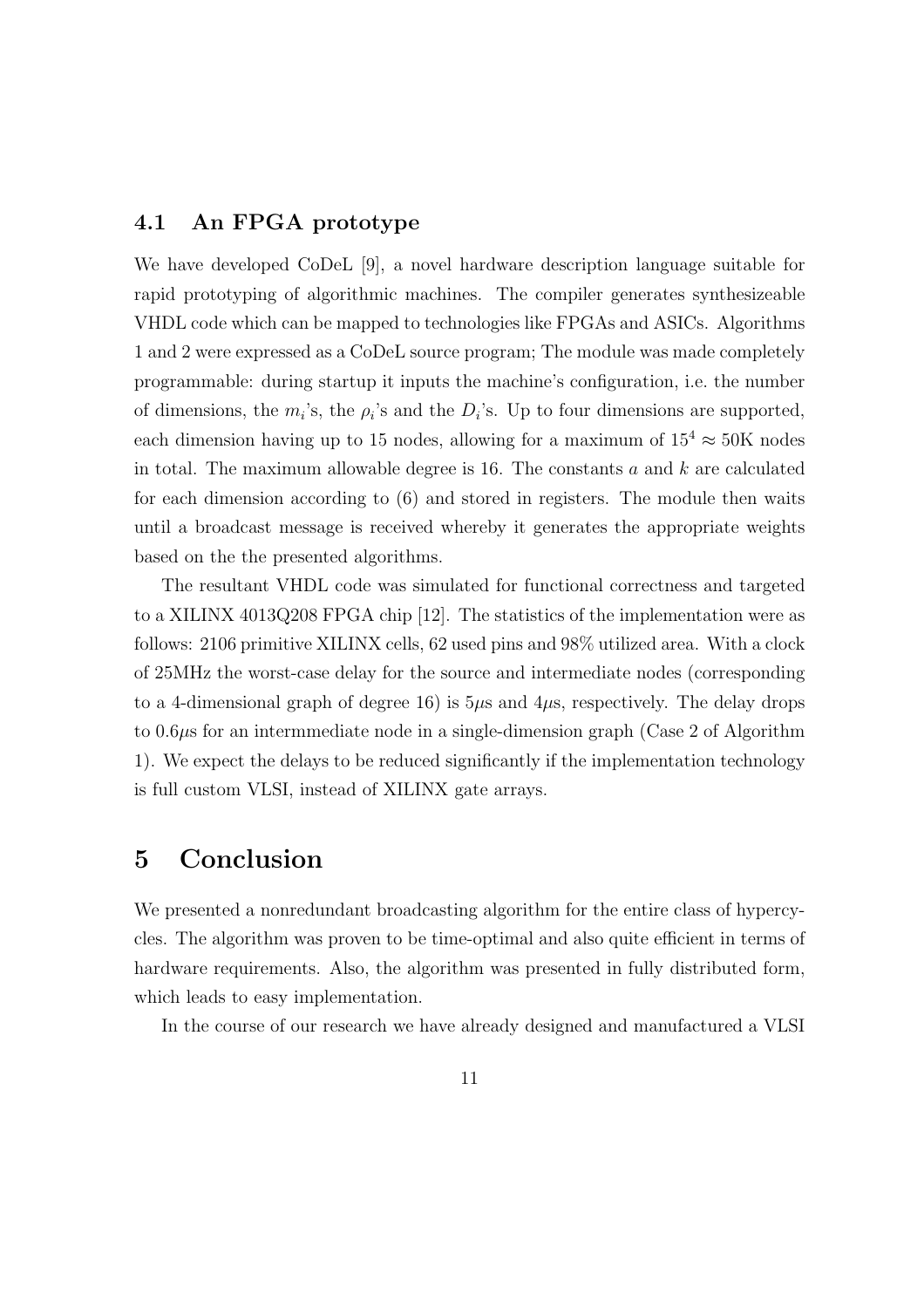### 4.1 An FPGA prototype

We have developed CoDeL [9], a novel hardware description language suitable for rapid prototyping of algorithmic machines. The compiler generates synthesizeable VHDL code which can be mapped to technologies like FPGAs and ASICs. Algorithms 1 and 2 were expressed as a CoDeL source program; The module was made completely programmable: during startup it inputs the machine's configuration, i.e. the number of dimensions, the $m_i$'s, the $\rho_i$'s and the $D_i$'s. Up to four dimensions are supported, each dimension having up to 15 nodes, allowing for a maximum of $15^4 \approx 50$K nodes in total. The maximum allowable degree is 16. The constants $a$ and $k$ are calculated for each dimension according to (6) and stored in registers. The module then waits until a broadcast message is received whereby it generates the appropriate weights based on the the presented algorithms.

The resultant VHDL code was simulated for functional correctness and targeted to a XILINX 4013Q208 FPGA chip [12]. The statistics of the implementation were as follows: 2106 primitive XILINX cells, 62 used pins and 98% utilized area. With a clock of 25MHz the worst-case delay for the source and intermediate nodes (corresponding to a 4-dimensional graph of degree 16) is $5\mu$s and $4\mu$s, respectively. The delay drops to $0.6\mu$s for an intermmediate node in a single-dimension graph (Case 2 of Algorithm 1). We expect the delays to be reduced significantly if the implementation technology is full custom VLSI, instead of XILINX gate arrays.

# 5 Conclusion

We presented a nonredundant broadcasting algorithm for the entire class of hypercycles. The algorithm was proven to be time-optimal and also quite efficient in terms of hardware requirements. Also, the algorithm was presented in fully distributed form, which leads to easy implementation.

In the course of our research we have already designed and manufactured a VLSI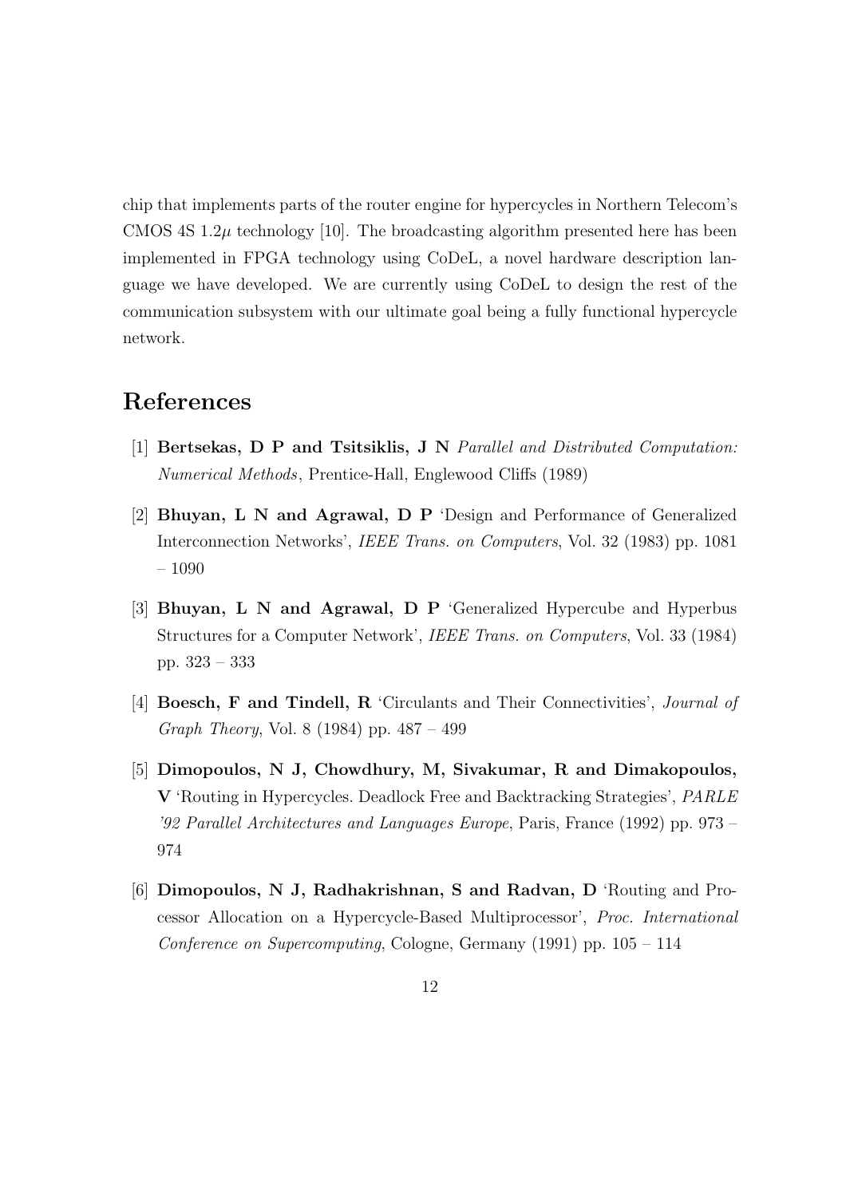chip that implements parts of the router engine for hypercycles in Northern Telecom's CMOS 4S 1.2$\mu$ technology [10]. The broadcasting algorithm presented here has been implemented in FPGA technology using CoDeL, a novel hardware description language we have developed. We are currently using CoDeL to design the rest of the communication subsystem with our ultimate goal being a fully functional hypercycle network.

# References

[1] **Bertsekas, D P and Tsitsiklis, J N** *Parallel and Distributed Computation: Numerical Methods*, Prentice-Hall, Englewood Cliffs (1989)

[2] **Bhuyan, L N and Agrawal, D P** 'Design and Performance of Generalized Interconnection Networks', *IEEE Trans. on Computers*, Vol. 32 (1983) pp. 1081 – 1090

[3] **Bhuyan, L N and Agrawal, D P** 'Generalized Hypercube and Hyperbus Structures for a Computer Network', *IEEE Trans. on Computers*, Vol. 33 (1984) pp. 323 – 333

[4] **Boesch, F and Tindell, R** 'Circulants and Their Connectivities', *Journal of Graph Theory*, Vol. 8 (1984) pp. 487 – 499

[5] **Dimopoulos, N J, Chowdhury, M, Sivakumar, R and Dimakopoulos, V** 'Routing in Hypercycles. Deadlock Free and Backtracking Strategies', *PARLE '92 Parallel Architectures and Languages Europe*, Paris, France (1992) pp. 973 – 974

[6] **Dimopoulos, N J, Radhakrishnan, S and Radvan, D** 'Routing and Processor Allocation on a Hypercycle-Based Multiprocessor', *Proc. International Conference on Supercomputing*, Cologne, Germany (1991) pp. 105 – 114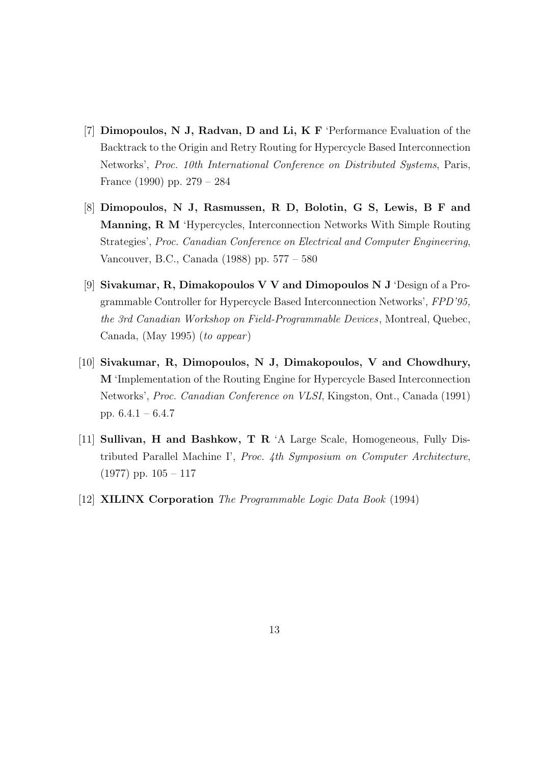[7] **Dimopoulos, N J, Radvan, D and Li, K F** 'Performance Evaluation of the Backtrack to the Origin and Retry Routing for Hypercycle Based Interconnection Networks', *Proc. 10th International Conference on Distributed Systems*, Paris, France (1990) pp. 279 – 284

[8] **Dimopoulos, N J, Rasmussen, R D, Bolotin, G S, Lewis, B F and Manning, R M** 'Hypercycles, Interconnection Networks With Simple Routing Strategies', *Proc. Canadian Conference on Electrical and Computer Engineering*, Vancouver, B.C., Canada (1988) pp. 577 – 580

[9] **Sivakumar, R, Dimakopoulos V V and Dimopoulos N J** 'Design of a Programmable Controller for Hypercycle Based Interconnection Networks', *FPD'95, the 3rd Canadian Workshop on Field-Programmable Devices*, Montreal, Quebec, Canada, (May 1995) (*to appear*)

[10] **Sivakumar, R, Dimopoulos, N J, Dimakopoulos, V and Chowdhury, M** 'Implementation of the Routing Engine for Hypercycle Based Interconnection Networks', *Proc. Canadian Conference on VLSI*, Kingston, Ont., Canada (1991) pp. 6.4.1 – 6.4.7

[11] **Sullivan, H and Bashkow, T R** 'A Large Scale, Homogeneous, Fully Distributed Parallel Machine I', *Proc. 4th Symposium on Computer Architecture*, (1977) pp. 105 – 117

[12] **XILINX Corporation** *The Programmable Logic Data Book* (1994)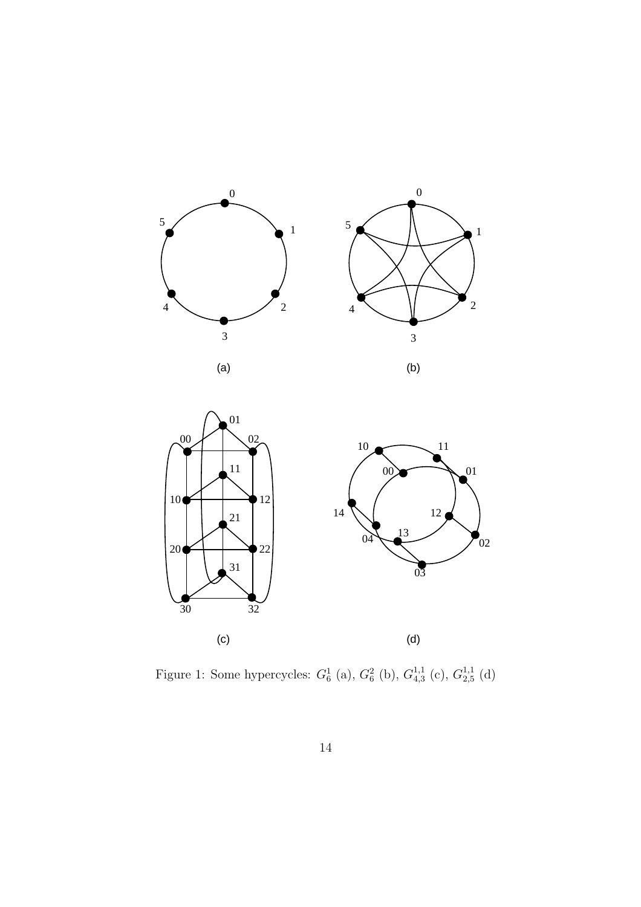Figure 1: Some hypercycles: $G_6^1$ (a), $G_6^2$ (b), $G_{4,3}^{1,1}$ (c), $G_{2,5}^{1,1}$ (d)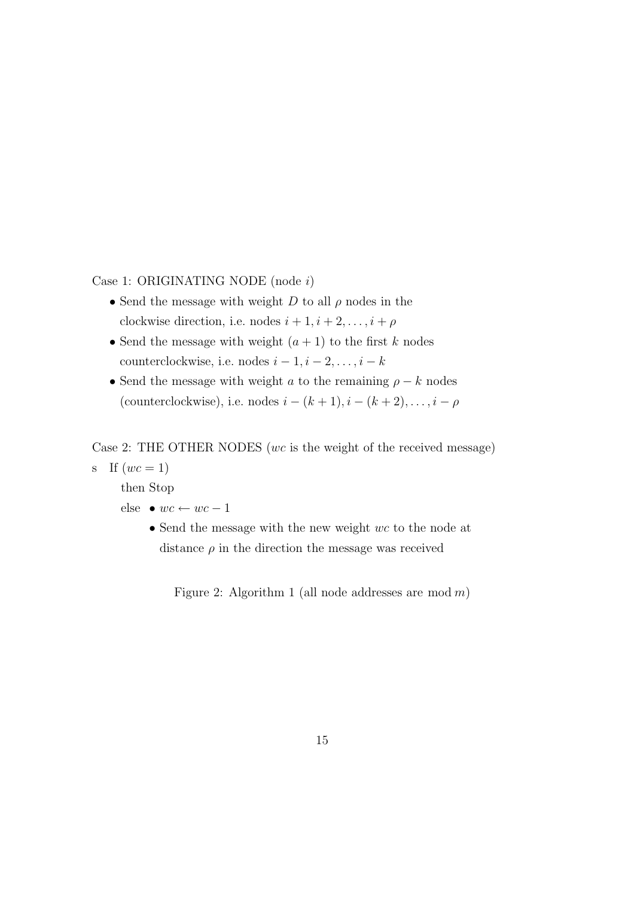Case 1: ORIGINATING NODE (node $i$)

- Send the message with weight $D$ to all $\rho$ nodes in the clockwise direction, i.e. nodes $i+1, i+2, \ldots, i+\rho$
- Send the message with weight $(a+1)$ to the first $k$ nodes counterclockwise, i.e. nodes $i-1, i-2, \ldots, i-k$
- Send the message with weight $a$ to the remaining $\rho - k$ nodes (counterclockwise), i.e. nodes $i-(k+1), i-(k+2), \ldots, i-\rho$

Case 2: THE OTHER NODES ($wc$ is the weight of the received message)

s If $(wc = 1)$

then Stop

else
- $wc \leftarrow wc - 1$
- Send the message with the new weight $wc$ to the node at distance $\rho$ in the direction the message was received

Figure 2: Algorithm 1 (all node addresses are $\bmod m$)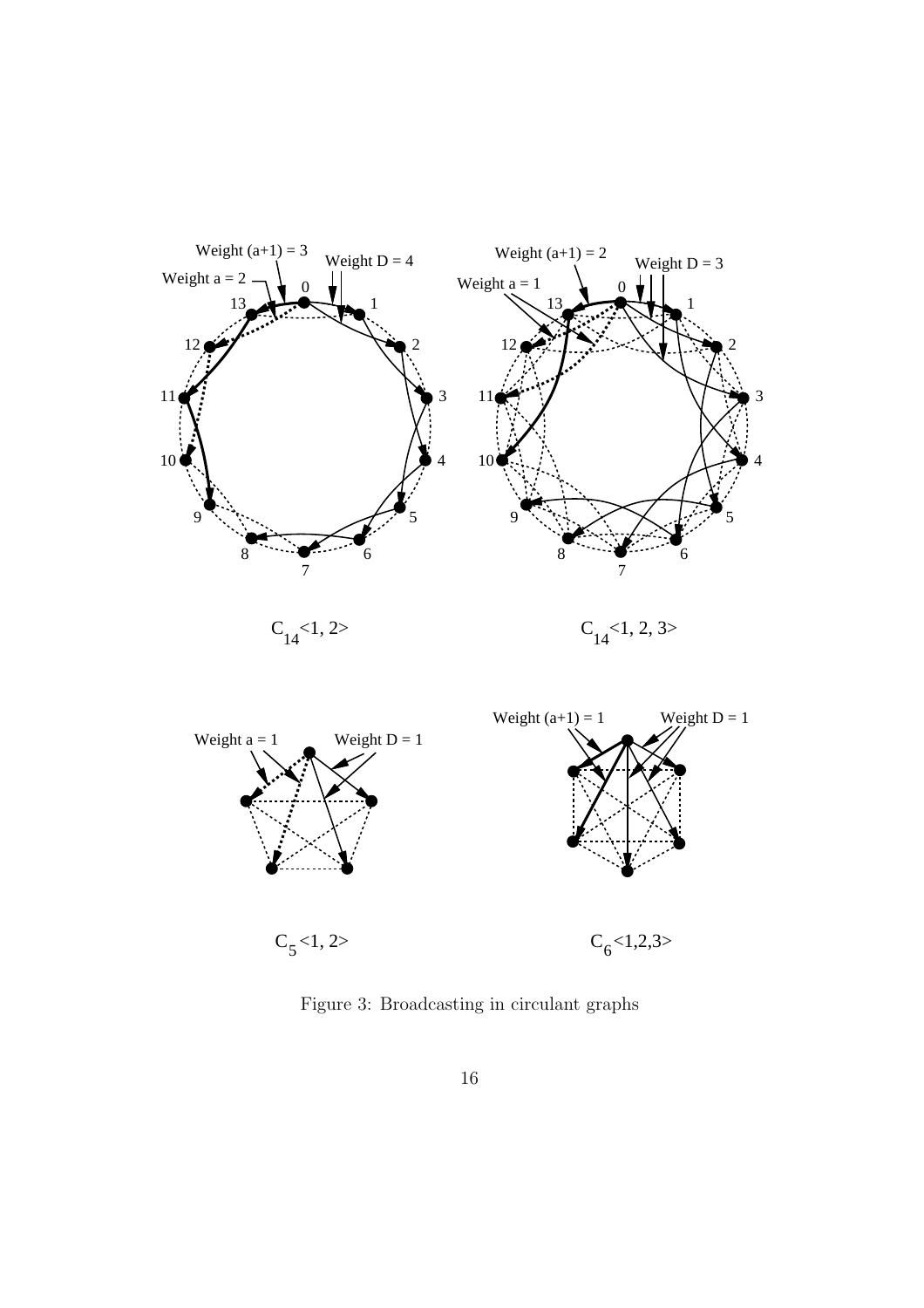Figure 3: Broadcasting in circulant graphs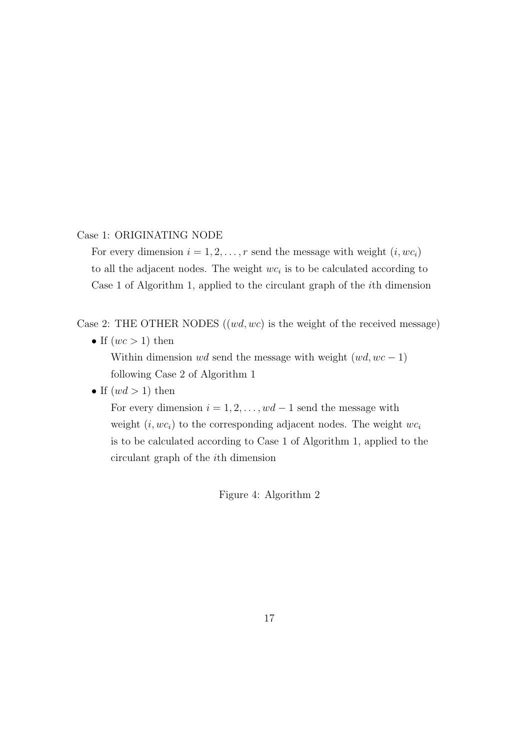Case 1: ORIGINATING NODE

For every dimension $i = 1, 2, \ldots, r$ send the message with weight $(i, wc_i)$ to all the adjacent nodes. The weight $wc_i$ is to be calculated according to Case 1 of Algorithm 1, applied to the circulant graph of the $i$th dimension

Case 2: THE OTHER NODES ($(wd, wc)$ is the weight of the received message)

- If $(wc > 1)$ then

  Within dimension $wd$ send the message with weight $(wd, wc - 1)$ following Case 2 of Algorithm 1

- If $(wd > 1)$ then

  For every dimension $i = 1, 2, \ldots, wd - 1$ send the message with weight $(i, wc_i)$ to the corresponding adjacent nodes. The weight $wc_i$ is to be calculated according to Case 1 of Algorithm 1, applied to the circulant graph of the $i$th dimension

Figure 4: Algorithm 2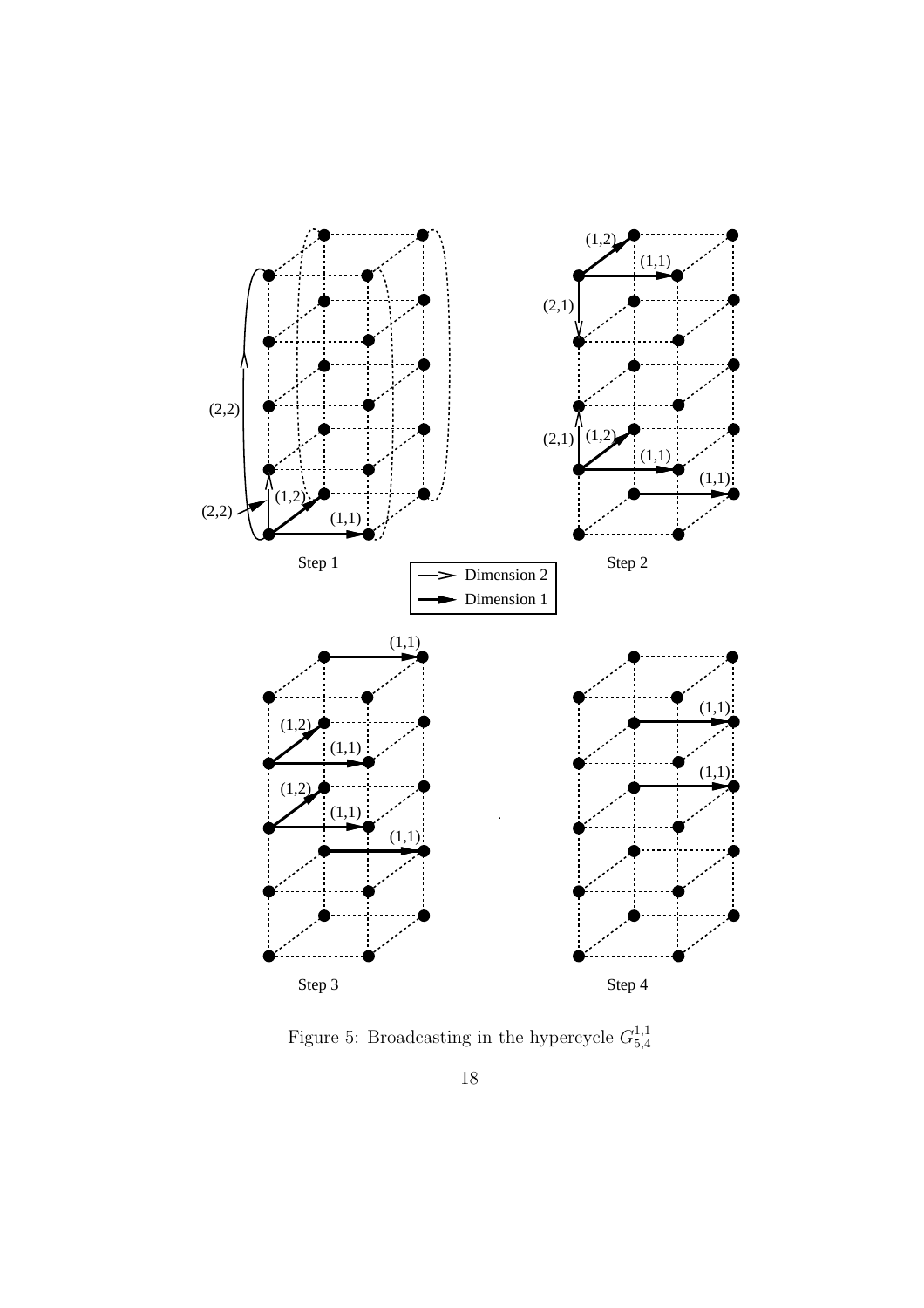Step 1

Step 2

Step 3

Step 4

Dimension 2

Dimension 1

(2,2)

(2,2)

(1,2)

(1,1)

(1,2)

(1,1)

(2,1)

(2,1)

(1,2)

(1,1)

(1,1)

(1,1)

(1,2)

(1,1)

(1,2)

(1,1)

(1,1)

(1,1)

(1,1)

Figure 5: Broadcasting in the hypercycle $G_{5,4}^{1,1}$